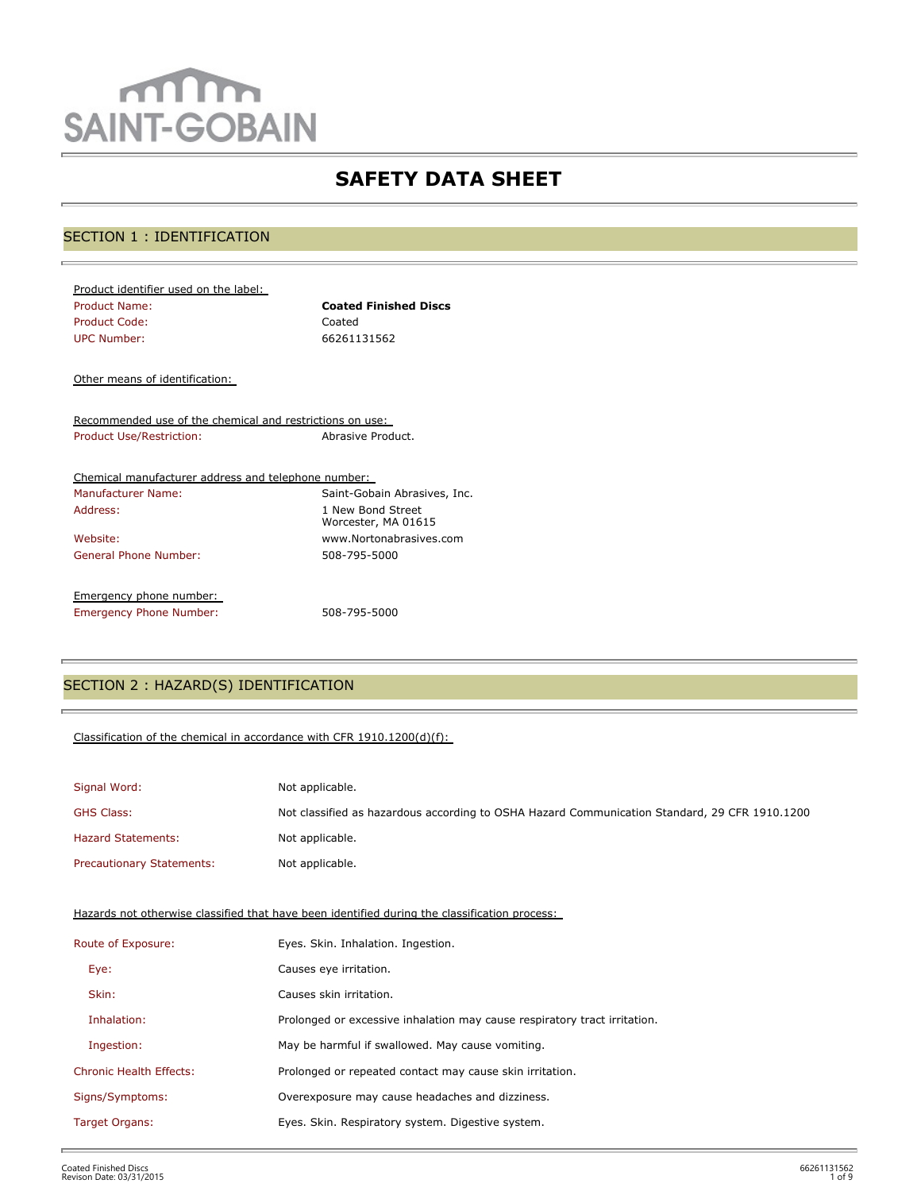SAINT-GOBAIN

# SAFETY DATA SHEET

## SECTION 1 : IDENTIFICATION

Product identifier used on the label:

| | |
|---|---|
| Product Name: | **Coated Finished Discs** |
| Product Code: | Coated |
| UPC Number: | 66261131562 |

Other means of identification:

Recommended use of the chemical and restrictions on use:

| | |
|---|---|
| Product Use/Restriction: | Abrasive Product. |

Chemical manufacturer address and telephone number:

| | |
|---|---|
| Manufacturer Name: | Saint-Gobain Abrasives, Inc. |
| Address: | 1 New Bond Street<br>Worcester, MA 01615 |
| Website: | www.Nortonabrasives.com |
| General Phone Number: | 508-795-5000 |

Emergency phone number:

| | |
|---|---|
| Emergency Phone Number: | 508-795-5000 |

## SECTION 2 : HAZARD(S) IDENTIFICATION

Classification of the chemical in accordance with CFR 1910.1200(d)(f):

| | |
|---|---|
| Signal Word: | Not applicable. |
| GHS Class: | Not classified as hazardous according to OSHA Hazard Communication Standard, 29 CFR 1910.1200 |
| Hazard Statements: | Not applicable. |
| Precautionary Statements: | Not applicable. |

Hazards not otherwise classified that have been identified during the classification process:

| | |
|---|---|
| Route of Exposure: | Eyes. Skin. Inhalation. Ingestion. |
| Eye: | Causes eye irritation. |
| Skin: | Causes skin irritation. |
| Inhalation: | Prolonged or excessive inhalation may cause respiratory tract irritation. |
| Ingestion: | May be harmful if swallowed. May cause vomiting. |
| Chronic Health Effects: | Prolonged or repeated contact may cause skin irritation. |
| Signs/Symptoms: | Overexposure may cause headaches and dizziness. |
| Target Organs: | Eyes. Skin. Respiratory system. Digestive system. |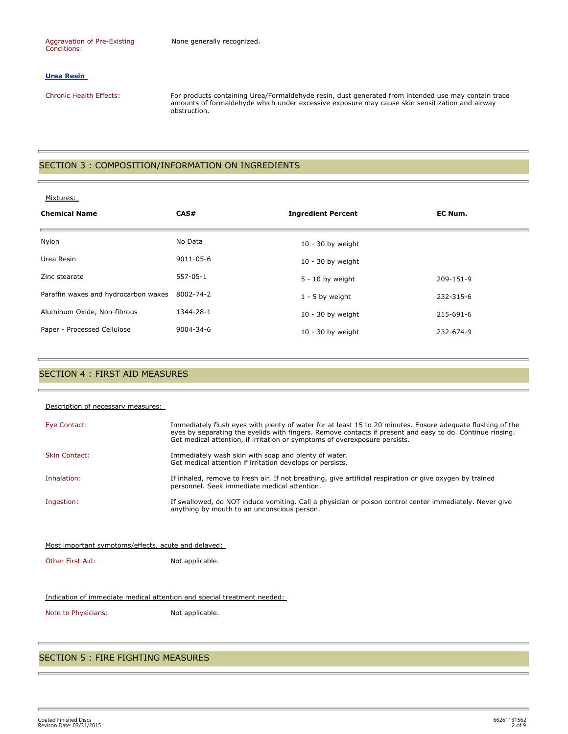Aggravation of Pre-Existing Conditions: None generally recognized.

**Urea Resin**

Chronic Health Effects: For products containing Urea/Formaldehyde resin, dust generated from intended use may contain trace amounts of formaldehyde which under excessive exposure may cause skin sensitization and airway obstruction.

## SECTION 3 : COMPOSITION/INFORMATION ON INGREDIENTS

Mixtures:

| Chemical Name | CAS# | Ingredient Percent | EC Num. |
|---|---|---|---|
| Nylon | No Data | 10 - 30 by weight | |
| Urea Resin | 9011-05-6 | 10 - 30 by weight | |
| Zinc stearate | 557-05-1 | 5 - 10 by weight | 209-151-9 |
| Paraffin waxes and hydrocarbon waxes | 8002-74-2 | 1 - 5 by weight | 232-315-6 |
| Aluminum Oxide, Non-fibrous | 1344-28-1 | 10 - 30 by weight | 215-691-6 |
| Paper - Processed Cellulose | 9004-34-6 | 10 - 30 by weight | 232-674-9 |

## SECTION 4 : FIRST AID MEASURES

Description of necessary measures:

Eye Contact: Immediately flush eyes with plenty of water for at least 15 to 20 minutes. Ensure adequate flushing of the eyes by separating the eyelids with fingers. Remove contacts if present and easy to do. Continue rinsing. Get medical attention, if irritation or symptoms of overexposure persists.

Skin Contact: Immediately wash skin with soap and plenty of water.
Get medical attention if irritation develops or persists.

Inhalation: If inhaled, remove to fresh air. If not breathing, give artificial respiration or give oxygen by trained personnel. Seek immediate medical attention.

Ingestion: If swallowed, do NOT induce vomiting. Call a physician or poison control center immediately. Never give anything by mouth to an unconscious person.

Most important symptoms/effects, acute and delayed:

Other First Aid: Not applicable.

Indication of immediate medical attention and special treatment needed:

Note to Physicians: Not applicable.

## SECTION 5 : FIRE FIGHTING MEASURES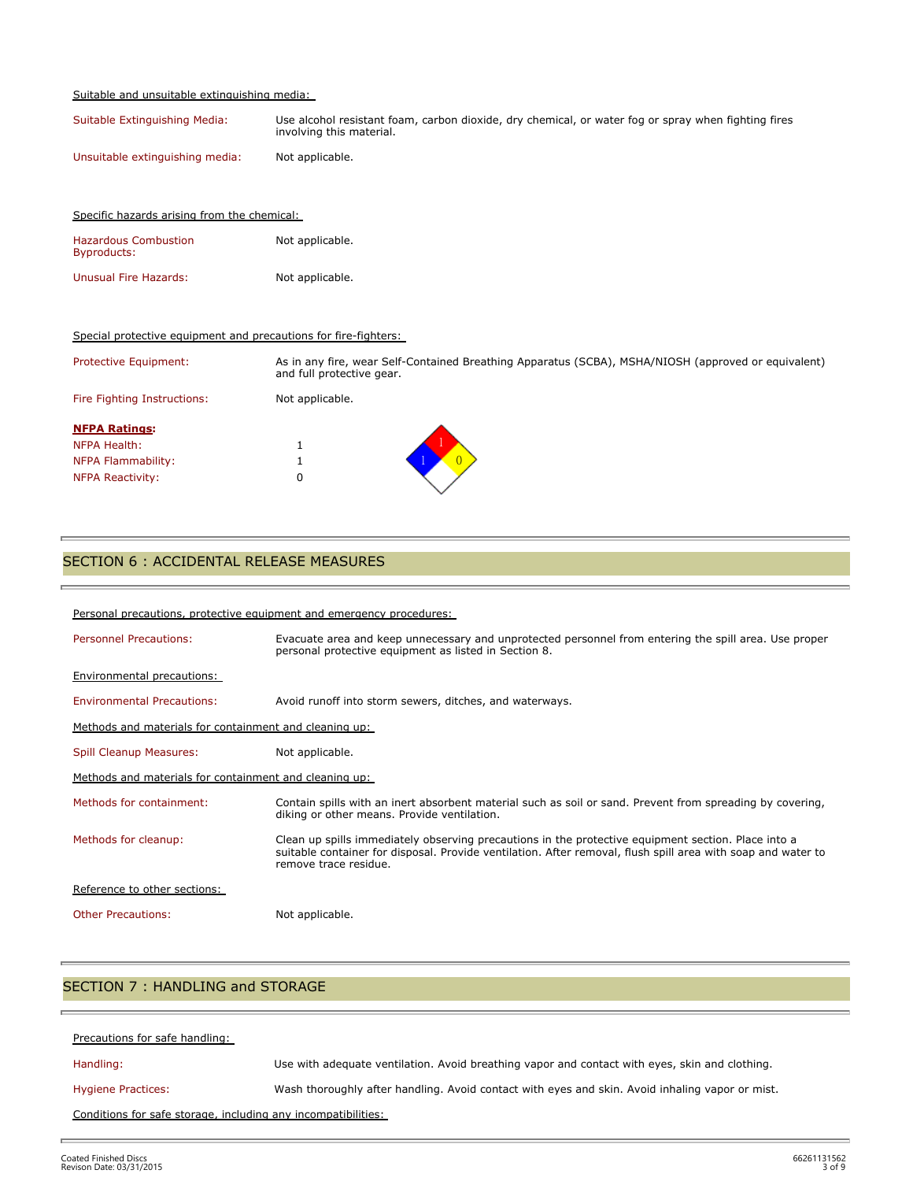Suitable and unsuitable extinguishing media:

| | |
|---|---|
| Suitable Extinguishing Media: | Use alcohol resistant foam, carbon dioxide, dry chemical, or water fog or spray when fighting fires involving this material. |
| Unsuitable extinguishing media: | Not applicable. |

Specific hazards arising from the chemical:

| | |
|---|---|
| Hazardous Combustion Byproducts: | Not applicable. |
| Unusual Fire Hazards: | Not applicable. |

Special protective equipment and precautions for fire-fighters:

| | |
|---|---|
| Protective Equipment: | As in any fire, wear Self-Contained Breathing Apparatus (SCBA), MSHA/NIOSH (approved or equivalent) and full protective gear. |
| Fire Fighting Instructions: | Not applicable. |

**NFPA Ratings:**

| | |
|---|---|
| NFPA Health: | 1 |
| NFPA Flammability: | 1 |
| NFPA Reactivity: | 0 |

## SECTION 6 : ACCIDENTAL RELEASE MEASURES

Personal precautions, protective equipment and emergency procedures:

| | |
|---|---|
| Personnel Precautions: | Evacuate area and keep unnecessary and unprotected personnel from entering the spill area. Use proper personal protective equipment as listed in Section 8. |

Environmental precautions:

| | |
|---|---|
| Environmental Precautions: | Avoid runoff into storm sewers, ditches, and waterways. |

Methods and materials for containment and cleaning up:

| | |
|---|---|
| Spill Cleanup Measures: | Not applicable. |

Methods and materials for containment and cleaning up:

| | |
|---|---|
| Methods for containment: | Contain spills with an inert absorbent material such as soil or sand. Prevent from spreading by covering, diking or other means. Provide ventilation. |
| Methods for cleanup: | Clean up spills immediately observing precautions in the protective equipment section. Place into a suitable container for disposal. Provide ventilation. After removal, flush spill area with soap and water to remove trace residue. |

Reference to other sections:

| | |
|---|---|
| Other Precautions: | Not applicable. |

## SECTION 7 : HANDLING and STORAGE

Precautions for safe handling:

| | |
|---|---|
| Handling: | Use with adequate ventilation. Avoid breathing vapor and contact with eyes, skin and clothing. |
| Hygiene Practices: | Wash thoroughly after handling. Avoid contact with eyes and skin. Avoid inhaling vapor or mist. |

Conditions for safe storage, including any incompatibilities: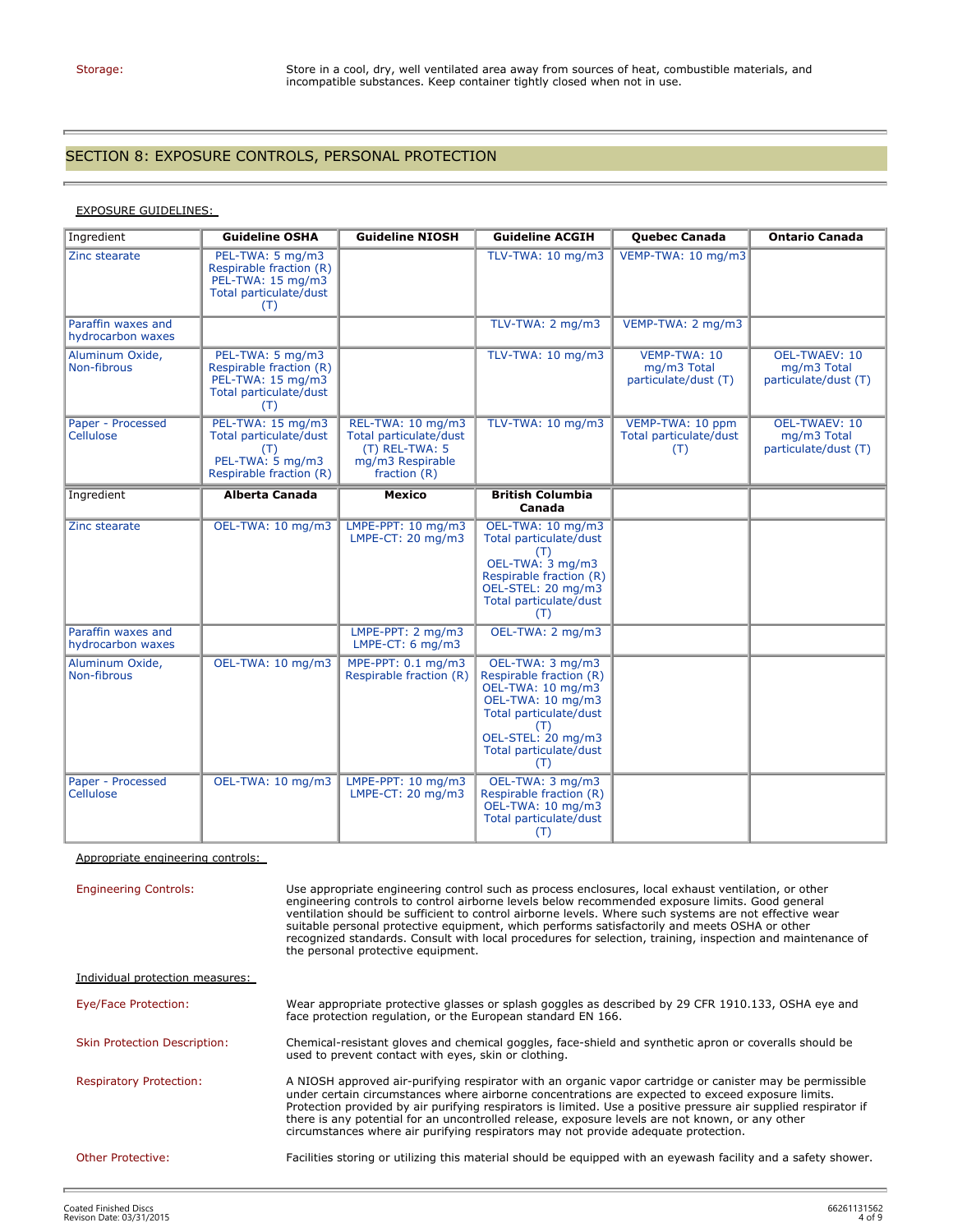Storage: Store in a cool, dry, well ventilated area away from sources of heat, combustible materials, and incompatible substances. Keep container tightly closed when not in use.

## SECTION 8: EXPOSURE CONTROLS, PERSONAL PROTECTION

EXPOSURE GUIDELINES:

| Ingredient | Guideline OSHA | Guideline NIOSH | Guideline ACGIH | Quebec Canada | Ontario Canada |
|---|---|---|---|---|---|
| Zinc stearate | PEL-TWA: 5 mg/m3 Respirable fraction (R) PEL-TWA: 15 mg/m3 Total particulate/dust (T) | | TLV-TWA: 10 mg/m3 | VEMP-TWA: 10 mg/m3 | |
| Paraffin waxes and hydrocarbon waxes | | | TLV-TWA: 2 mg/m3 | VEMP-TWA: 2 mg/m3 | |
| Aluminum Oxide, Non-fibrous | PEL-TWA: 5 mg/m3 Respirable fraction (R) PEL-TWA: 15 mg/m3 Total particulate/dust (T) | | TLV-TWA: 10 mg/m3 | VEMP-TWA: 10 mg/m3 Total particulate/dust (T) | OEL-TWAEV: 10 mg/m3 Total particulate/dust (T) |
| Paper - Processed Cellulose | PEL-TWA: 15 mg/m3 Total particulate/dust (T) PEL-TWA: 5 mg/m3 Respirable fraction (R) | REL-TWA: 10 mg/m3 Total particulate/dust (T) REL-TWA: 5 mg/m3 Respirable fraction (R) | TLV-TWA: 10 mg/m3 | VEMP-TWA: 10 ppm Total particulate/dust (T) | OEL-TWAEV: 10 mg/m3 Total particulate/dust (T) |

| Ingredient | Alberta Canada | Mexico | British Columbia Canada |
|---|---|---|---|
| Zinc stearate | OEL-TWA: 10 mg/m3 | LMPE-PPT: 10 mg/m3 LMPE-CT: 20 mg/m3 | OEL-TWA: 10 mg/m3 Total particulate/dust (T) OEL-TWA: 3 mg/m3 Respirable fraction (R) OEL-STEL: 20 mg/m3 Total particulate/dust (T) |
| Paraffin waxes and hydrocarbon waxes | | LMPE-PPT: 2 mg/m3 LMPE-CT: 6 mg/m3 | OEL-TWA: 2 mg/m3 |
| Aluminum Oxide, Non-fibrous | OEL-TWA: 10 mg/m3 | MPE-PPT: 0.1 mg/m3 Respirable fraction (R) | OEL-TWA: 3 mg/m3 Respirable fraction (R) OEL-TWA: 10 mg/m3 OEL-TWA: 10 mg/m3 Total particulate/dust (T) OEL-STEL: 20 mg/m3 Total particulate/dust (T) |
| Paper - Processed Cellulose | OEL-TWA: 10 mg/m3 | LMPE-PPT: 10 mg/m3 LMPE-CT: 20 mg/m3 | OEL-TWA: 3 mg/m3 Respirable fraction (R) OEL-TWA: 10 mg/m3 Total particulate/dust (T) |

Appropriate engineering controls:

Engineering Controls: Use appropriate engineering control such as process enclosures, local exhaust ventilation, or other engineering controls to control airborne levels below recommended exposure limits. Good general ventilation should be sufficient to control airborne levels. Where such systems are not effective wear suitable personal protective equipment, which performs satisfactorily and meets OSHA or other recognized standards. Consult with local procedures for selection, training, inspection and maintenance of the personal protective equipment.

Individual protection measures:

Eye/Face Protection: Wear appropriate protective glasses or splash goggles as described by 29 CFR 1910.133, OSHA eye and face protection regulation, or the European standard EN 166.

Skin Protection Description: Chemical-resistant gloves and chemical goggles, face-shield and synthetic apron or coveralls should be used to prevent contact with eyes, skin or clothing.

Respiratory Protection: A NIOSH approved air-purifying respirator with an organic vapor cartridge or canister may be permissible under certain circumstances where airborne concentrations are expected to exceed exposure limits. Protection provided by air purifying respirators is limited. Use a positive pressure air supplied respirator if there is any potential for an uncontrolled release, exposure levels are not known, or any other circumstances where air purifying respirators may not provide adequate protection.

Other Protective: Facilities storing or utilizing this material should be equipped with an eyewash facility and a safety shower.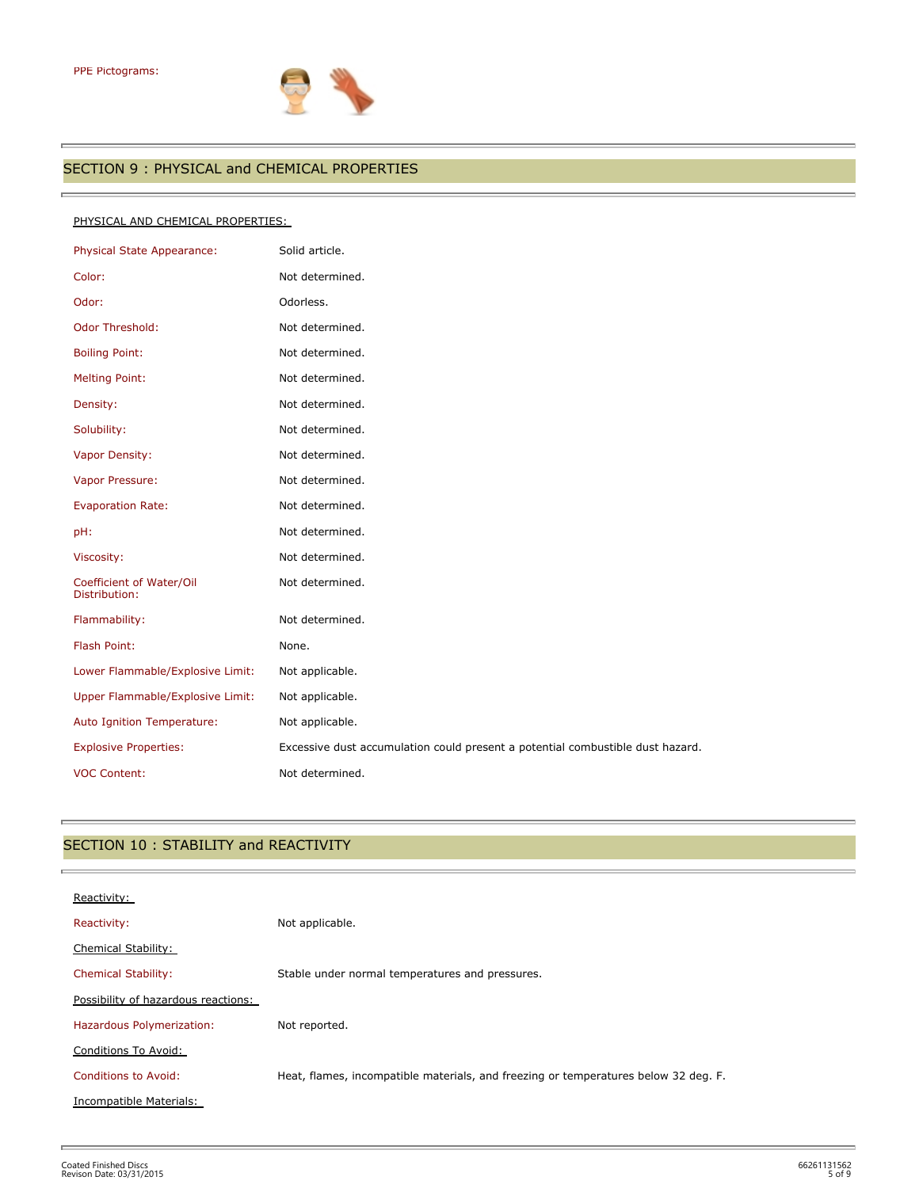PPE Pictograms:

## SECTION 9 : PHYSICAL and CHEMICAL PROPERTIES

PHYSICAL AND CHEMICAL PROPERTIES:

| | |
|---|---|
| Physical State Appearance: | Solid article. |
| Color: | Not determined. |
| Odor: | Odorless. |
| Odor Threshold: | Not determined. |
| Boiling Point: | Not determined. |
| Melting Point: | Not determined. |
| Density: | Not determined. |
| Solubility: | Not determined. |
| Vapor Density: | Not determined. |
| Vapor Pressure: | Not determined. |
| Evaporation Rate: | Not determined. |
| pH: | Not determined. |
| Viscosity: | Not determined. |
| Coefficient of Water/Oil Distribution: | Not determined. |
| Flammability: | Not determined. |
| Flash Point: | None. |
| Lower Flammable/Explosive Limit: | Not applicable. |
| Upper Flammable/Explosive Limit: | Not applicable. |
| Auto Ignition Temperature: | Not applicable. |
| Explosive Properties: | Excessive dust accumulation could present a potential combustible dust hazard. |
| VOC Content: | Not determined. |

## SECTION 10 : STABILITY and REACTIVITY

Reactivity:

| | |
|---|---|
| Reactivity: | Not applicable. |

Chemical Stability:

| | |
|---|---|
| Chemical Stability: | Stable under normal temperatures and pressures. |

Possibility of hazardous reactions:

| | |
|---|---|
| Hazardous Polymerization: | Not reported. |

Conditions To Avoid:

| | |
|---|---|
| Conditions to Avoid: | Heat, flames, incompatible materials, and freezing or temperatures below 32 deg. F. |

Incompatible Materials: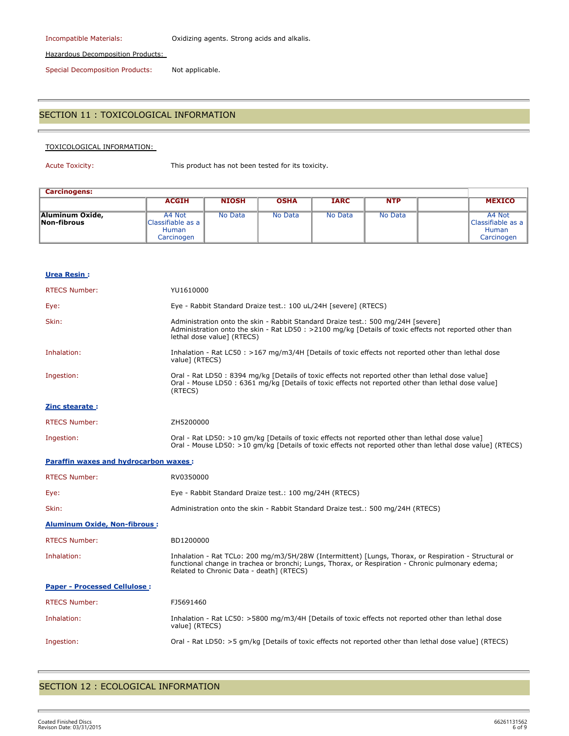Incompatible Materials: Oxidizing agents. Strong acids and alkalis.

Hazardous Decomposition Products:

Special Decomposition Products: Not applicable.

## SECTION 11 : TOXICOLOGICAL INFORMATION

TOXICOLOGICAL INFORMATION:

Acute Toxicity: This product has not been tested for its toxicity.

| Carcinogens: | | | | | | | |
|---|---|---|---|---|---|---|---|
| | **ACGIH** | **NIOSH** | **OSHA** | **IARC** | **NTP** | | **MEXICO** |
| **Aluminum Oxide, Non-fibrous** | A4 Not Classifiable as a Human Carcinogen | No Data | No Data | No Data | No Data | | A4 Not Classifiable as a Human Carcinogen |

**Urea Resin :**

RTECS Number: YU1610000

Eye: Eye - Rabbit Standard Draize test.: 100 uL/24H [severe] (RTECS)

Skin: Administration onto the skin - Rabbit Standard Draize test.: 500 mg/24H [severe]
Administration onto the skin - Rat LD50 : >2100 mg/kg [Details of toxic effects not reported other than lethal dose value] (RTECS)

Inhalation: Inhalation - Rat LC50 : >167 mg/m3/4H [Details of toxic effects not reported other than lethal dose value] (RTECS)

Ingestion: Oral - Rat LD50 : 8394 mg/kg [Details of toxic effects not reported other than lethal dose value]
Oral - Mouse LD50 : 6361 mg/kg [Details of toxic effects not reported other than lethal dose value] (RTECS)

**Zinc stearate :**

RTECS Number: ZH5200000

Ingestion: Oral - Rat LD50: >10 gm/kg [Details of toxic effects not reported other than lethal dose value]
Oral - Mouse LD50: >10 gm/kg [Details of toxic effects not reported other than lethal dose value] (RTECS)

**Paraffin waxes and hydrocarbon waxes :**

RTECS Number: RV0350000

Eye: Eye - Rabbit Standard Draize test.: 100 mg/24H (RTECS)

Skin: Administration onto the skin - Rabbit Standard Draize test.: 500 mg/24H (RTECS)

**Aluminum Oxide, Non-fibrous :**

RTECS Number: BD1200000

Inhalation: Inhalation - Rat TCLo: 200 mg/m3/5H/28W (Intermittent) [Lungs, Thorax, or Respiration - Structural or functional change in trachea or bronchi; Lungs, Thorax, or Respiration - Chronic pulmonary edema; Related to Chronic Data - death] (RTECS)

**Paper - Processed Cellulose :**

RTECS Number: FJ5691460

Inhalation: Inhalation - Rat LC50: >5800 mg/m3/4H [Details of toxic effects not reported other than lethal dose value] (RTECS)

Ingestion: Oral - Rat LD50: >5 gm/kg [Details of toxic effects not reported other than lethal dose value] (RTECS)

## SECTION 12 : ECOLOGICAL INFORMATION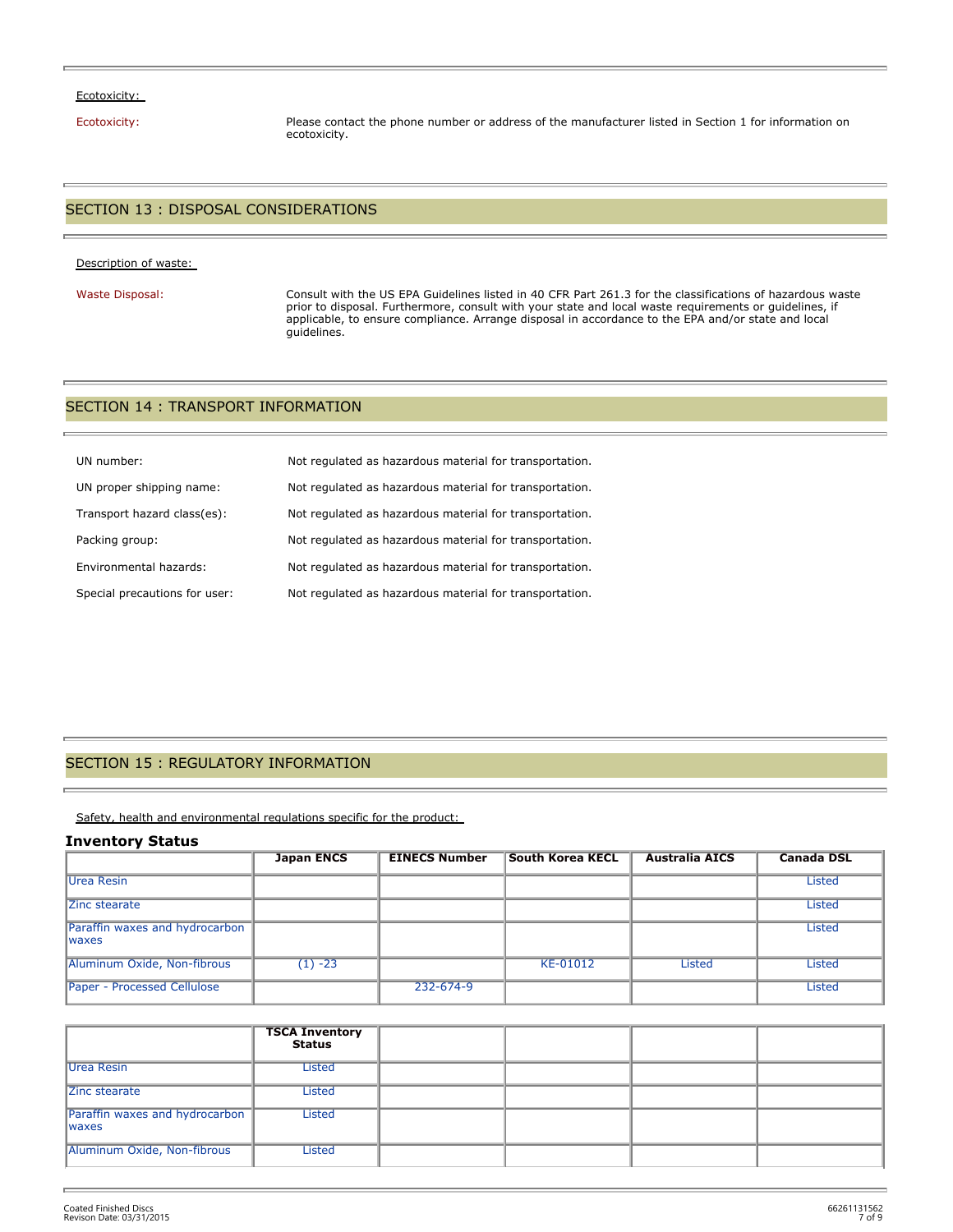Ecotoxicity:

Ecotoxicity: Please contact the phone number or address of the manufacturer listed in Section 1 for information on ecotoxicity.

## SECTION 13 : DISPOSAL CONSIDERATIONS

Description of waste:

Waste Disposal: Consult with the US EPA Guidelines listed in 40 CFR Part 261.3 for the classifications of hazardous waste prior to disposal. Furthermore, consult with your state and local waste requirements or guidelines, if applicable, to ensure compliance. Arrange disposal in accordance to the EPA and/or state and local guidelines.

## SECTION 14 : TRANSPORT INFORMATION

| | |
|---|---|
| UN number: | Not regulated as hazardous material for transportation. |
| UN proper shipping name: | Not regulated as hazardous material for transportation. |
| Transport hazard class(es): | Not regulated as hazardous material for transportation. |
| Packing group: | Not regulated as hazardous material for transportation. |
| Environmental hazards: | Not regulated as hazardous material for transportation. |
| Special precautions for user: | Not regulated as hazardous material for transportation. |

## SECTION 15 : REGULATORY INFORMATION

Safety, health and environmental regulations specific for the product:

### Inventory Status

| | Japan ENCS | EINECS Number | South Korea KECL | Australia AICS | Canada DSL |
|---|---|---|---|---|---|
| Urea Resin | | | | | Listed |
| Zinc stearate | | | | | Listed |
| Paraffin waxes and hydrocarbon waxes | | | | | Listed |
| Aluminum Oxide, Non-fibrous | (1) -23 | | KE-01012 | Listed | Listed |
| Paper - Processed Cellulose | | 232-674-9 | | | Listed |

| | TSCA Inventory Status | | | | |
|---|---|---|---|---|---|
| Urea Resin | Listed | | | | |
| Zinc stearate | Listed | | | | |
| Paraffin waxes and hydrocarbon waxes | Listed | | | | |
| Aluminum Oxide, Non-fibrous | Listed | | | | |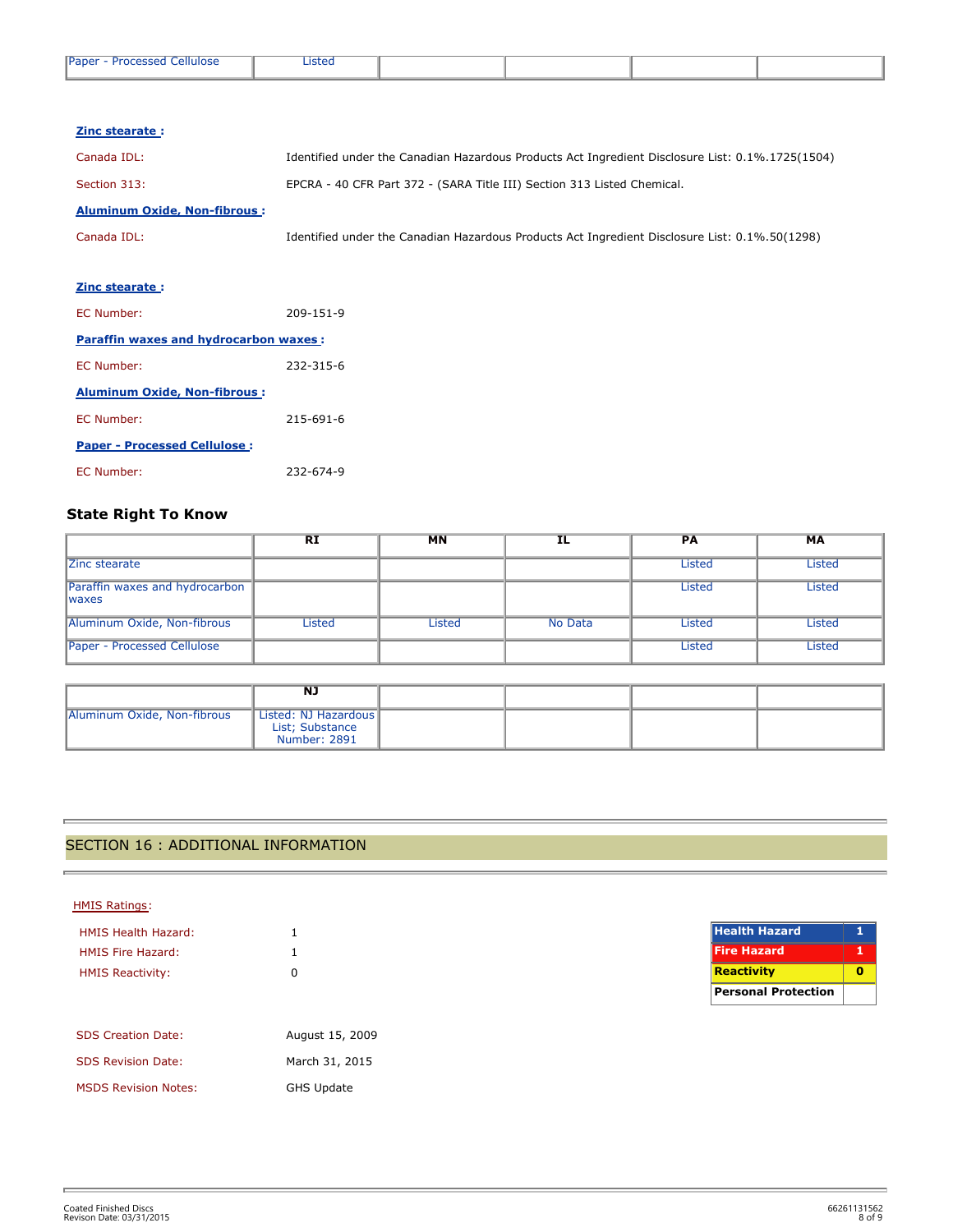| Paper - Processed Cellulose | Listed | | | | |
|---|---|---|---|---|---|

**Zinc stearate :**

Canada IDL: Identified under the Canadian Hazardous Products Act Ingredient Disclosure List: 0.1%.1725(1504)

Section 313: EPCRA - 40 CFR Part 372 - (SARA Title III) Section 313 Listed Chemical.

**Aluminum Oxide, Non-fibrous :**

Canada IDL: Identified under the Canadian Hazardous Products Act Ingredient Disclosure List: 0.1%.50(1298)

**Zinc stearate :**

EC Number: 209-151-9

**Paraffin waxes and hydrocarbon waxes :**

EC Number: 232-315-6

**Aluminum Oxide, Non-fibrous :**

EC Number: 215-691-6

**Paper - Processed Cellulose :**

EC Number: 232-674-9

### State Right To Know

| | RI | MN | IL | PA | MA |
|---|---|---|---|---|---|
| Zinc stearate | | | | Listed | Listed |
| Paraffin waxes and hydrocarbon waxes | | | | Listed | Listed |
| Aluminum Oxide, Non-fibrous | Listed | Listed | No Data | Listed | Listed |
| Paper - Processed Cellulose | | | | Listed | Listed |

| | NJ | | | | |
|---|---|---|---|---|---|
| Aluminum Oxide, Non-fibrous | Listed: NJ Hazardous List; Substance Number: 2891 | | | | |

## SECTION 16 : ADDITIONAL INFORMATION

HMIS Ratings:

HMIS Health Hazard: 1

HMIS Fire Hazard: 1

HMIS Reactivity: 0

| Health Hazard | 1 |
|---|---|
| Fire Hazard | 1 |
| Reactivity | 0 |
| Personal Protection | |

SDS Creation Date: August 15, 2009

SDS Revision Date: March 31, 2015

MSDS Revision Notes: GHS Update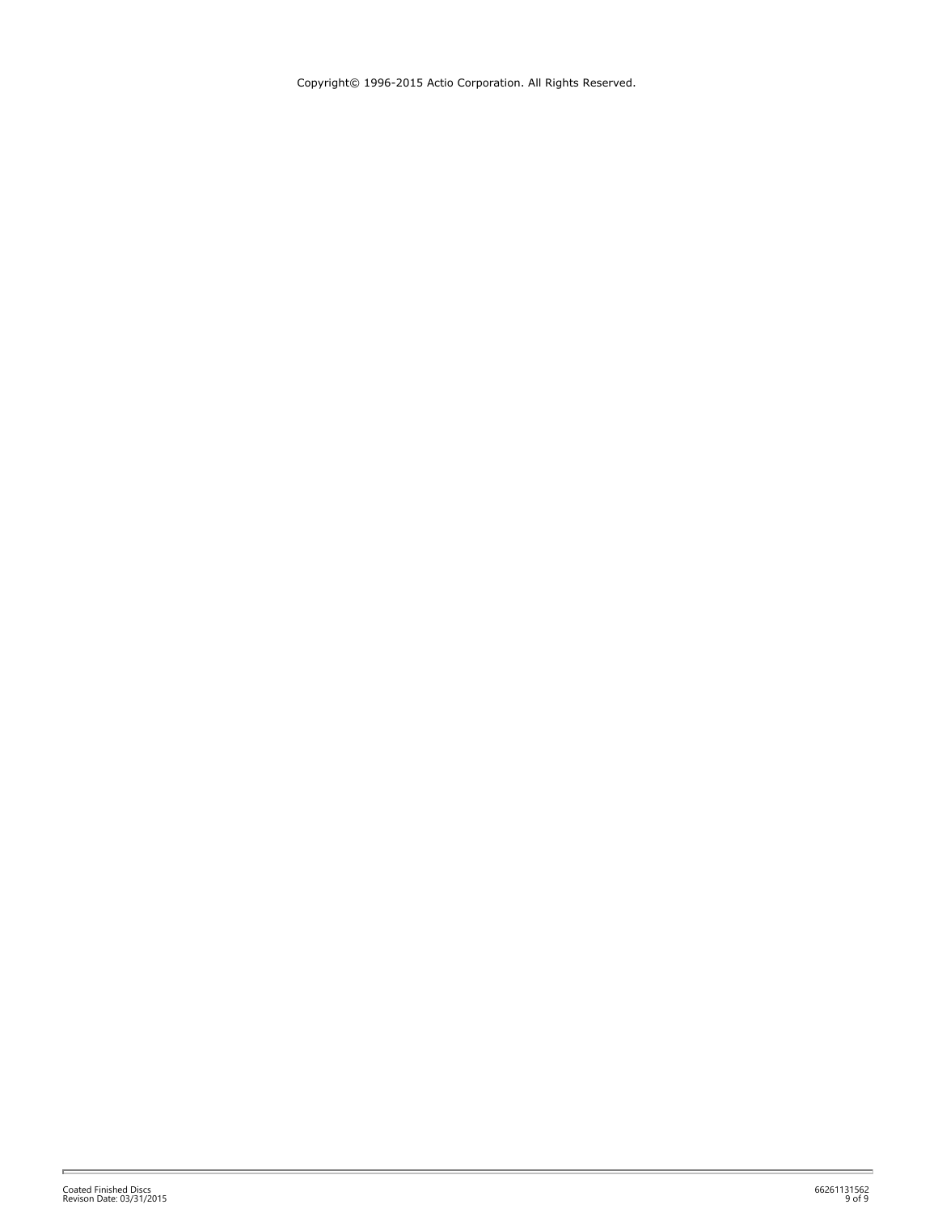Copyright© 1996-2015 Actio Corporation. All Rights Reserved.